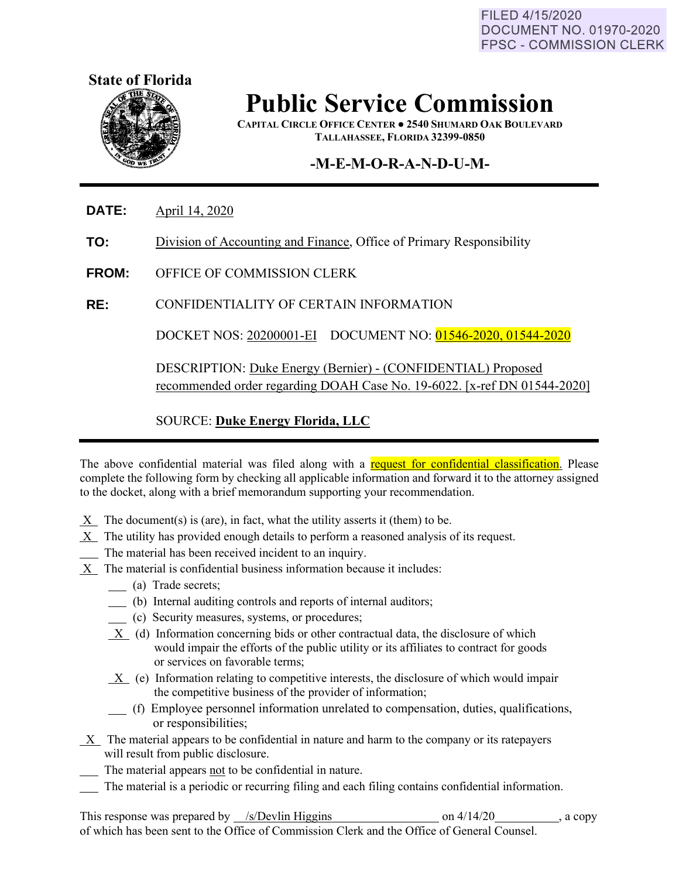FILED 4/15/2020
DOCUMENT NO. 01970-2020
FPSC - COMMISSION CLERK

**State of Florida**

# Public Service Commission

**CAPITAL CIRCLE OFFICE CENTER ● 2540 SHUMARD OAK BOULEVARD**
**TALLAHASSEE, FLORIDA 32399-0850**

## -M-E-M-O-R-A-N-D-U-M-

---

**DATE:** April 14, 2020

**TO:** Division of Accounting and Finance, Office of Primary Responsibility

**FROM:** OFFICE OF COMMISSION CLERK

**RE:** CONFIDENTIALITY OF CERTAIN INFORMATION

DOCKET NOS: 20200001-EI    DOCUMENT NO: 01546-2020, 01544-2020

DESCRIPTION: Duke Energy (Bernier) - (CONFIDENTIAL) Proposed recommended order regarding DOAH Case No. 19-6022. [x-ref DN 01544-2020]

SOURCE: **Duke Energy Florida, LLC**

---

The above confidential material was filed along with a request for confidential classification. Please complete the following form by checking all applicable information and forward it to the attorney assigned to the docket, along with a brief memorandum supporting your recommendation.

_X_ The document(s) is (are), in fact, what the utility asserts it (them) to be.
_X_ The utility has provided enough details to perform a reasoned analysis of its request.
___ The material has been received incident to an inquiry.
_X_ The material is confidential business information because it includes:

- ___ (a) Trade secrets;
- ___ (b) Internal auditing controls and reports of internal auditors;
- ___ (c) Security measures, systems, or procedures;
- _X_ (d) Information concerning bids or other contractual data, the disclosure of which would impair the efforts of the public utility or its affiliates to contract for goods or services on favorable terms;
- _X_ (e) Information relating to competitive interests, the disclosure of which would impair the competitive business of the provider of information;
- ___ (f) Employee personnel information unrelated to compensation, duties, qualifications, or responsibilities;

_X_ The material appears to be confidential in nature and harm to the company or its ratepayers will result from public disclosure.
___ The material appears not to be confidential in nature.
___ The material is a periodic or recurring filing and each filing contains confidential information.

This response was prepared by /s/Devlin Higgins on 4/14/20, a copy of which has been sent to the Office of Commission Clerk and the Office of General Counsel.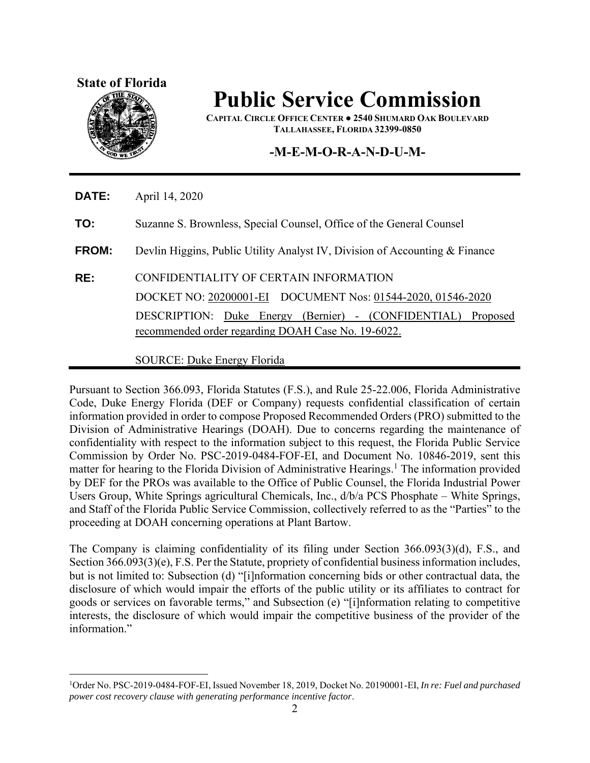**State of Florida**

# Public Service Commission

**CAPITAL CIRCLE OFFICE CENTER ● 2540 SHUMARD OAK BOULEVARD**
**TALLAHASSEE, FLORIDA 32399-0850**

## -M-E-M-O-R-A-N-D-U-M-

**DATE:** April 14, 2020

**TO:** Suzanne S. Brownless, Special Counsel, Office of the General Counsel

**FROM:** Devlin Higgins, Public Utility Analyst IV, Division of Accounting & Finance

**RE:** CONFIDENTIALITY OF CERTAIN INFORMATION

DOCKET NO: 20200001-EI DOCUMENT Nos: 01544-2020, 01546-2020

DESCRIPTION: Duke Energy (Bernier) - (CONFIDENTIAL) Proposed recommended order regarding DOAH Case No. 19-6022.

SOURCE: Duke Energy Florida

Pursuant to Section 366.093, Florida Statutes (F.S.), and Rule 25-22.006, Florida Administrative Code, Duke Energy Florida (DEF or Company) requests confidential classification of certain information provided in order to compose Proposed Recommended Orders (PRO) submitted to the Division of Administrative Hearings (DOAH). Due to concerns regarding the maintenance of confidentiality with respect to the information subject to this request, the Florida Public Service Commission by Order No. PSC-2019-0484-FOF-EI, and Document No. 10846-2019, sent this matter for hearing to the Florida Division of Administrative Hearings.[1] The information provided by DEF for the PROs was available to the Office of Public Counsel, the Florida Industrial Power Users Group, White Springs agricultural Chemicals, Inc., d/b/a PCS Phosphate – White Springs, and Staff of the Florida Public Service Commission, collectively referred to as the "Parties" to the proceeding at DOAH concerning operations at Plant Bartow.

The Company is claiming confidentiality of its filing under Section 366.093(3)(d), F.S., and Section 366.093(3)(e), F.S. Per the Statute, propriety of confidential business information includes, but is not limited to: Subsection (d) "[i]nformation concerning bids or other contractual data, the disclosure of which would impair the efforts of the public utility or its affiliates to contract for goods or services on favorable terms," and Subsection (e) "[i]nformation relating to competitive interests, the disclosure of which would impair the competitive business of the provider of the information."

[1] Order No. PSC-2019-0484-FOF-EI, Issued November 18, 2019, Docket No. 20190001-EI, *In re: Fuel and purchased power cost recovery clause with generating performance incentive factor*.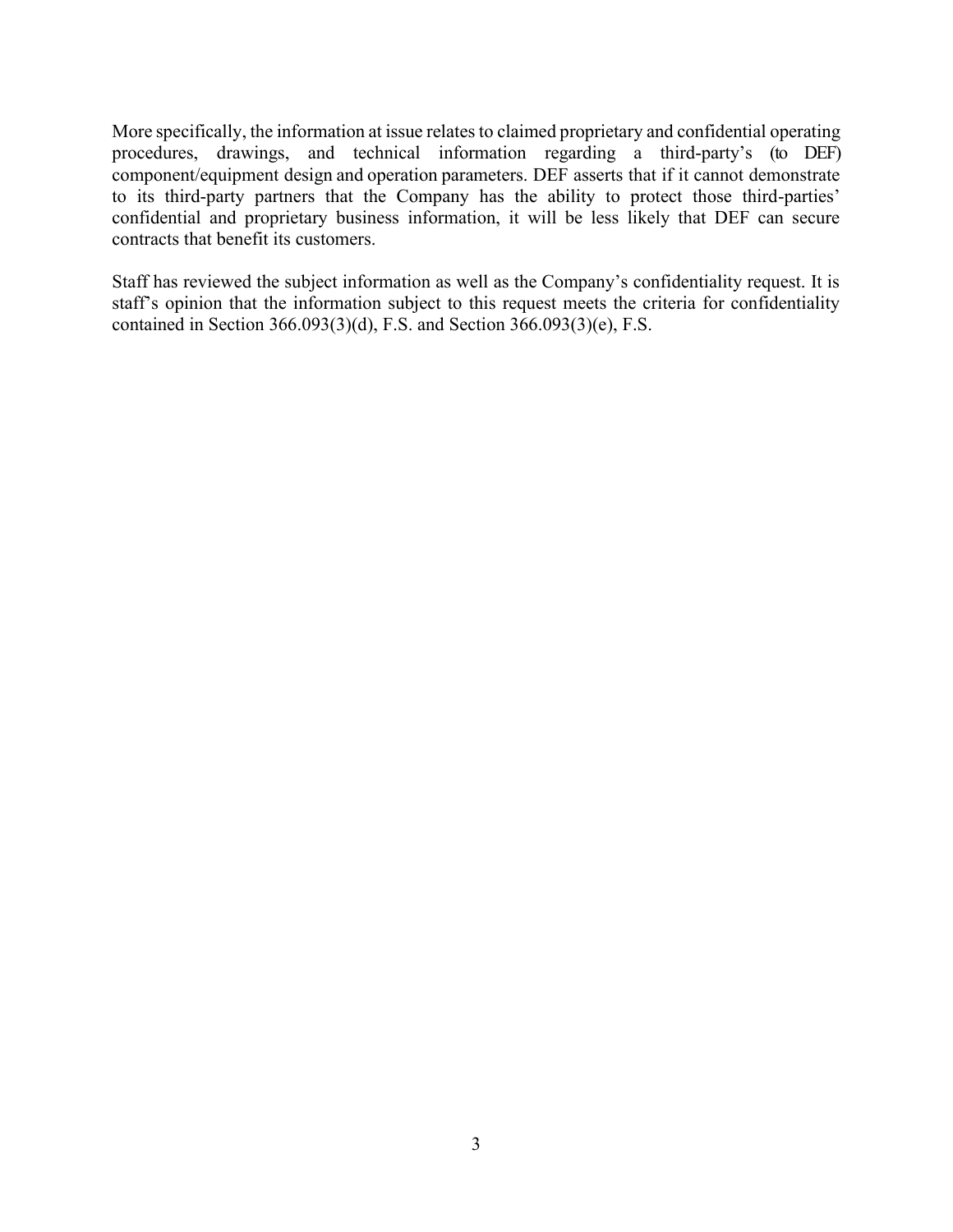More specifically, the information at issue relates to claimed proprietary and confidential operating procedures, drawings, and technical information regarding a third-party's (to DEF) component/equipment design and operation parameters. DEF asserts that if it cannot demonstrate to its third-party partners that the Company has the ability to protect those third-parties' confidential and proprietary business information, it will be less likely that DEF can secure contracts that benefit its customers.

Staff has reviewed the subject information as well as the Company's confidentiality request. It is staff's opinion that the information subject to this request meets the criteria for confidentiality contained in Section 366.093(3)(d), F.S. and Section 366.093(3)(e), F.S.